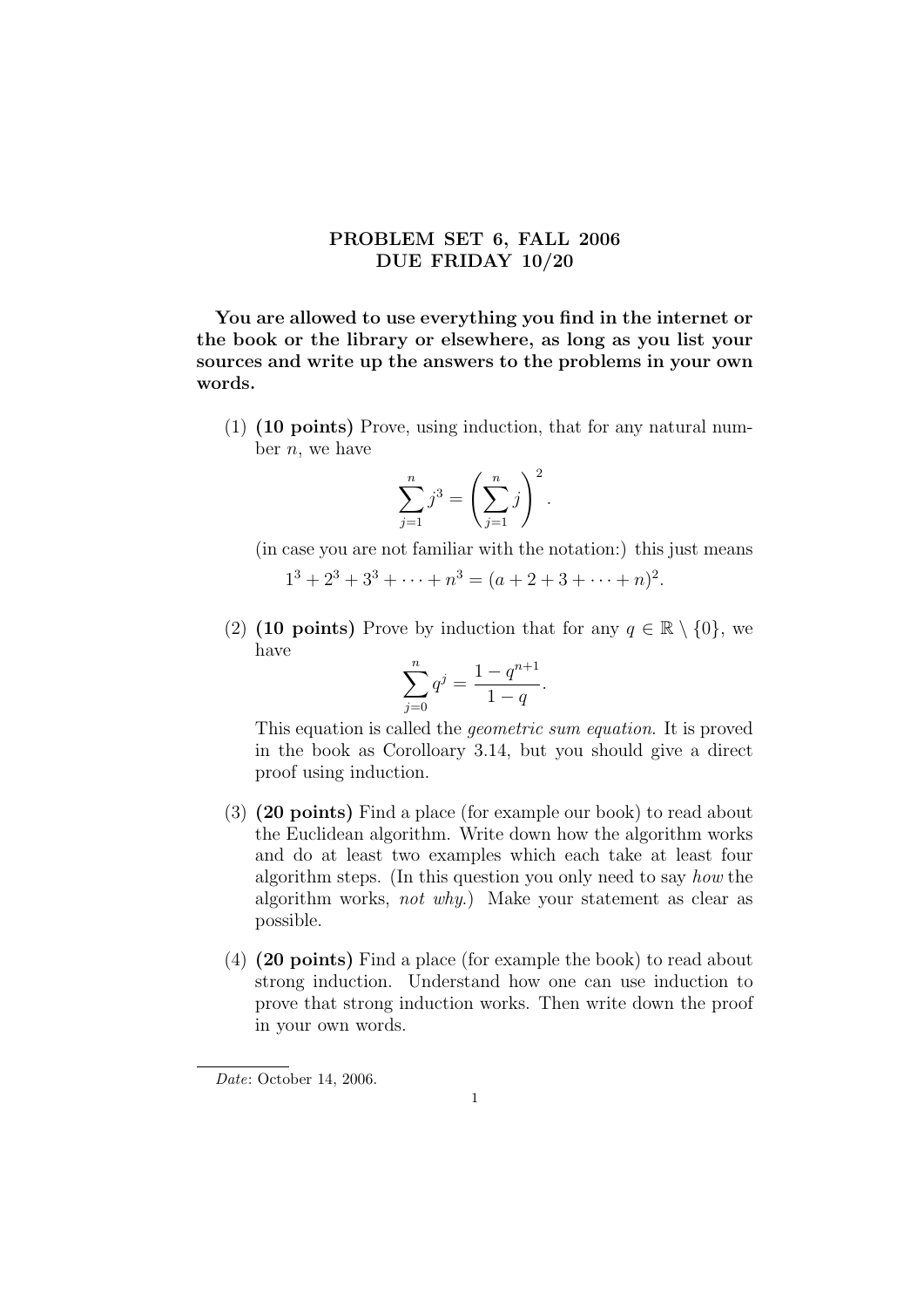# PROBLEM SET 6, FALL 2006
# DUE FRIDAY 10/20

**You are allowed to use everything you find in the internet or the book or the library or elsewhere, as long as you list your sources and write up the answers to the problems in your own words.**

(1) **(10 points)** Prove, using induction, that for any natural number $n$, we have

$$\sum_{j=1}^{n} j^3 = \left( \sum_{j=1}^{n} j \right)^2.$$

(in case you are not familiar with the notation:) this just means

$$1^3 + 2^3 + 3^3 + \cdots + n^3 = (a + 2 + 3 + \cdots + n)^2.$$

(2) **(10 points)** Prove by induction that for any $q \in \mathbb{R} \setminus \{0\}$, we have

$$\sum_{j=0}^{n} q^j = \frac{1 - q^{n+1}}{1 - q}.$$

This equation is called the *geometric sum equation*. It is proved in the book as Corolloary 3.14, but you should give a direct proof using induction.

(3) **(20 points)** Find a place (for example our book) to read about the Euclidean algorithm. Write down how the algorithm works and do at least two examples which each take at least four algorithm steps. (In this question you only need to say *how* the algorithm works, *not why*.) Make your statement as clear as possible.

(4) **(20 points)** Find a place (for example the book) to read about strong induction. Understand how one can use induction to prove that strong induction works. Then write down the proof in your own words.

*Date*: October 14, 2006.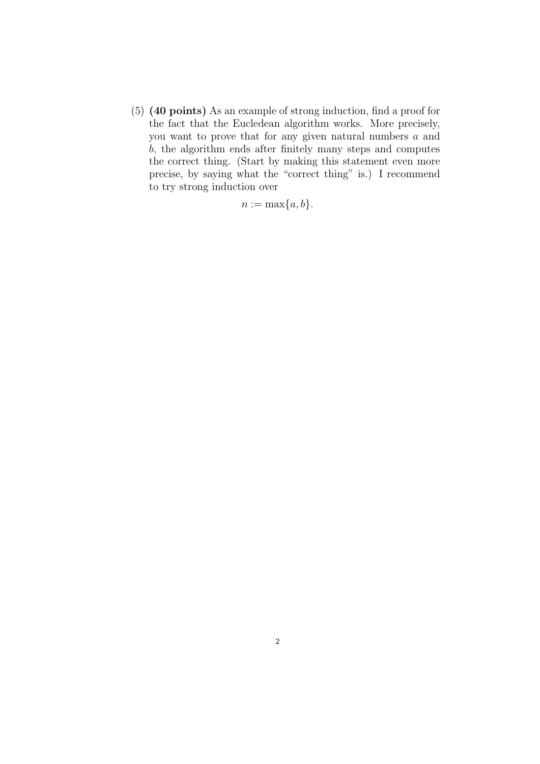(5) **(40 points)** As an example of strong induction, find a proof for the fact that the Eucledean algorithm works. More precisely, you want to prove that for any given natural numbers $a$ and $b$, the algorithm ends after finitely many steps and computes the correct thing. (Start by making this statement even more precise, by saying what the "correct thing" is.) I recommend to try strong induction over

$$n := \max\{a, b\}.$$